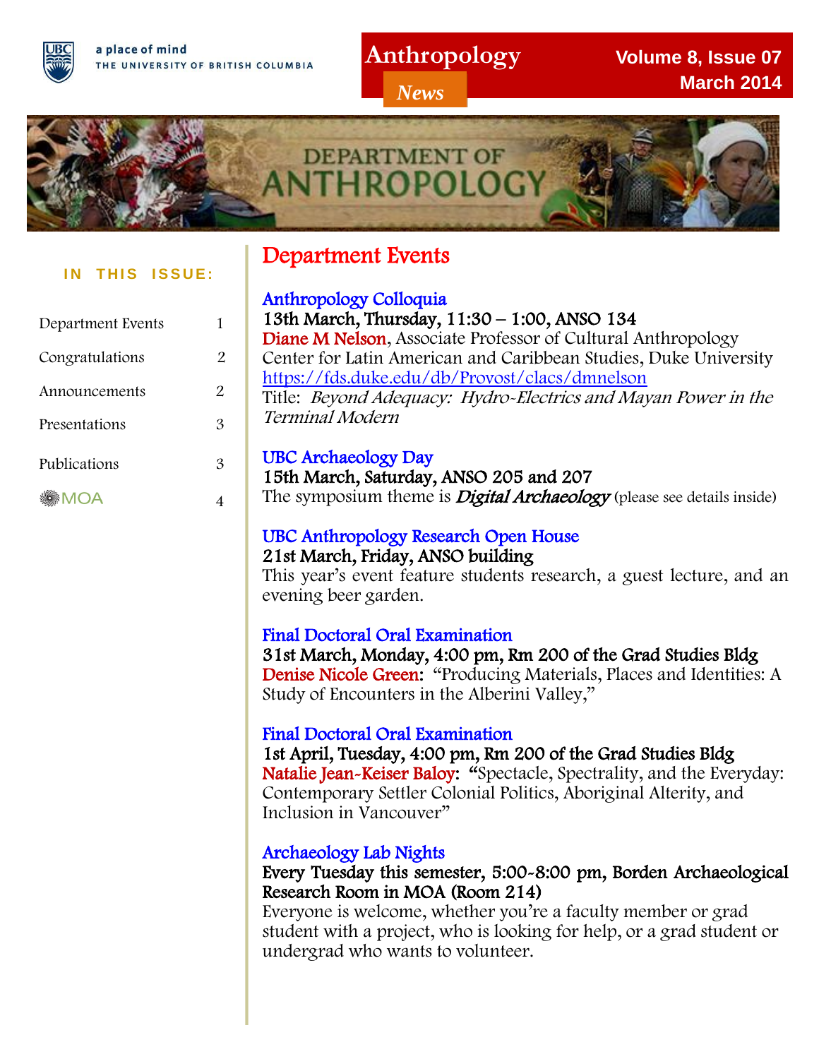a place of mind
THE UNIVERSITY OF BRITISH COLUMBIA

# Anthropology News

**Volume 8, Issue 07**
**March 2014**

DEPARTMENT OF ANTHROPOLOGY

**IN THIS ISSUE:**

| | |
|---|---|
| Department Events | 1 |
| Congratulations | 2 |
| Announcements | 2 |
| Presentations | 3 |
| Publications | 3 |
| MOA | 4 |

## Department Events

### Anthropology Colloquia

**13th March, Thursday, 11:30 – 1:00, ANSO 134**
Diane M Nelson, Associate Professor of Cultural Anthropology
Center for Latin American and Caribbean Studies, Duke University
https://fds.duke.edu/db/Provost/clacs/dmnelson
Title: *Beyond Adequacy: Hydro-Electrics and Mayan Power in the Terminal Modern*

### UBC Archaeology Day

**15th March, Saturday, ANSO 205 and 207**
The symposium theme is ***Digital Archaeology*** (please see details inside)

### UBC Anthropology Research Open House

**21st March, Friday, ANSO building**
This year's event feature students research, a guest lecture, and an evening beer garden.

### Final Doctoral Oral Examination

**31st March, Monday, 4:00 pm, Rm 200 of the Grad Studies Bldg**
Denise Nicole Green: "Producing Materials, Places and Identities: A Study of Encounters in the Alberini Valley,"

### Final Doctoral Oral Examination

**1st April, Tuesday, 4:00 pm, Rm 200 of the Grad Studies Bldg**
Natalie Jean-Keiser Baloy: "Spectacle, Spectrality, and the Everyday: Contemporary Settler Colonial Politics, Aboriginal Alterity, and Inclusion in Vancouver"

### Archaeology Lab Nights

**Every Tuesday this semester, 5:00-8:00 pm, Borden Archaeological Research Room in MOA (Room 214)**
Everyone is welcome, whether you're a faculty member or grad student with a project, who is looking for help, or a grad student or undergrad who wants to volunteer.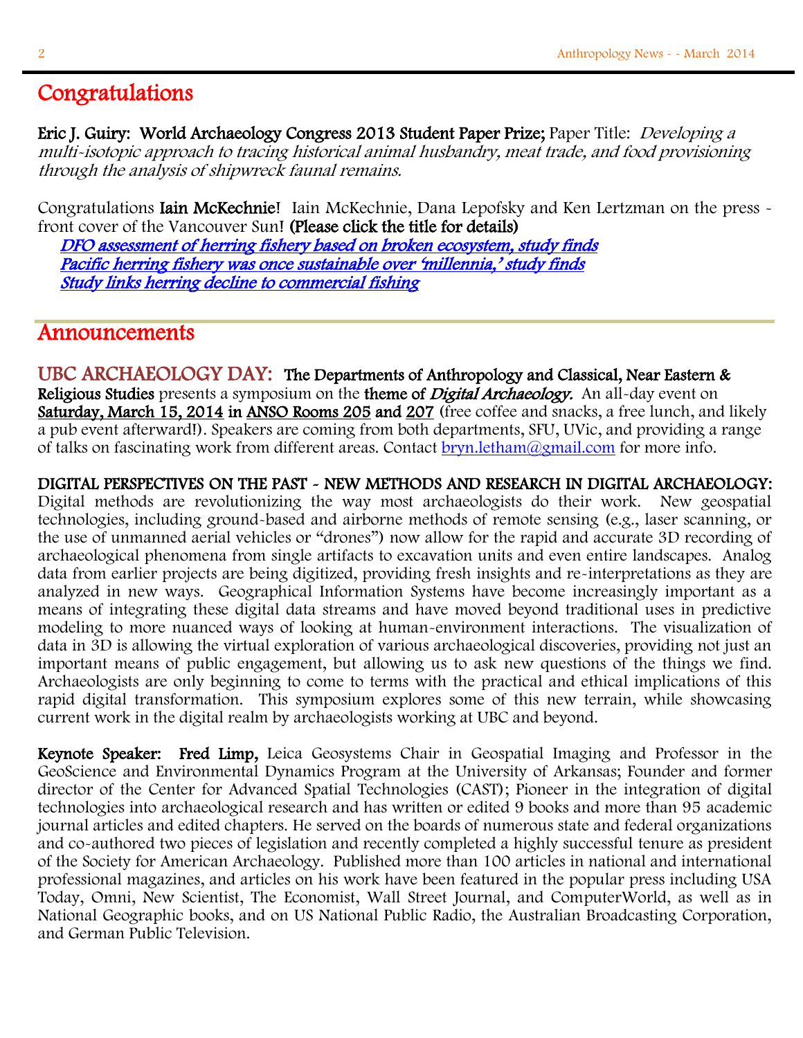## Congratulations

**Eric J. Guiry: World Archaeology Congress 2013 Student Paper Prize;** Paper Title: *Developing a multi-isotopic approach to tracing historical animal husbandry, meat trade, and food provisioning through the analysis of shipwreck faunal remains.*

Congratulations **Iain McKechnie!** Iain McKechnie, Dana Lepofsky and Ken Lertzman on the press - front cover of the Vancouver Sun! **(Please click the title for details)**

*DFO assessment of herring fishery based on broken ecosystem, study finds*
*Pacific herring fishery was once sustainable over 'millennia,' study finds*
*Study links herring decline to commercial fishing*

## Announcements

**UBC ARCHAEOLOGY DAY: The Departments of Anthropology and Classical, Near Eastern & Religious Studies** presents a symposium on the **theme of *Digital Archaeology.*** An all-day event on **Saturday, March 15, 2014 in ANSO Rooms 205 and 207** (free coffee and snacks, a free lunch, and likely a pub event afterward!). Speakers are coming from both departments, SFU, UVic, and providing a range of talks on fascinating work from different areas. Contact bryn.letham@gmail.com for more info.

**DIGITAL PERSPECTIVES ON THE PAST - NEW METHODS AND RESEARCH IN DIGITAL ARCHAEOLOGY:** Digital methods are revolutionizing the way most archaeologists do their work. New geospatial technologies, including ground-based and airborne methods of remote sensing (e.g., laser scanning, or the use of unmanned aerial vehicles or "drones") now allow for the rapid and accurate 3D recording of archaeological phenomena from single artifacts to excavation units and even entire landscapes. Analog data from earlier projects are being digitized, providing fresh insights and re-interpretations as they are analyzed in new ways. Geographical Information Systems have become increasingly important as a means of integrating these digital data streams and have moved beyond traditional uses in predictive modeling to more nuanced ways of looking at human-environment interactions. The visualization of data in 3D is allowing the virtual exploration of various archaeological discoveries, providing not just an important means of public engagement, but allowing us to ask new questions of the things we find. Archaeologists are only beginning to come to terms with the practical and ethical implications of this rapid digital transformation. This symposium explores some of this new terrain, while showcasing current work in the digital realm by archaeologists working at UBC and beyond.

**Keynote Speaker: Fred Limp,** Leica Geosystems Chair in Geospatial Imaging and Professor in the GeoScience and Environmental Dynamics Program at the University of Arkansas; Founder and former director of the Center for Advanced Spatial Technologies (CAST); Pioneer in the integration of digital technologies into archaeological research and has written or edited 9 books and more than 95 academic journal articles and edited chapters. He served on the boards of numerous state and federal organizations and co-authored two pieces of legislation and recently completed a highly successful tenure as president of the Society for American Archaeology. Published more than 100 articles in national and international professional magazines, and articles on his work have been featured in the popular press including USA Today, Omni, New Scientist, The Economist, Wall Street Journal, and ComputerWorld, as well as in National Geographic books, and on US National Public Radio, the Australian Broadcasting Corporation, and German Public Television.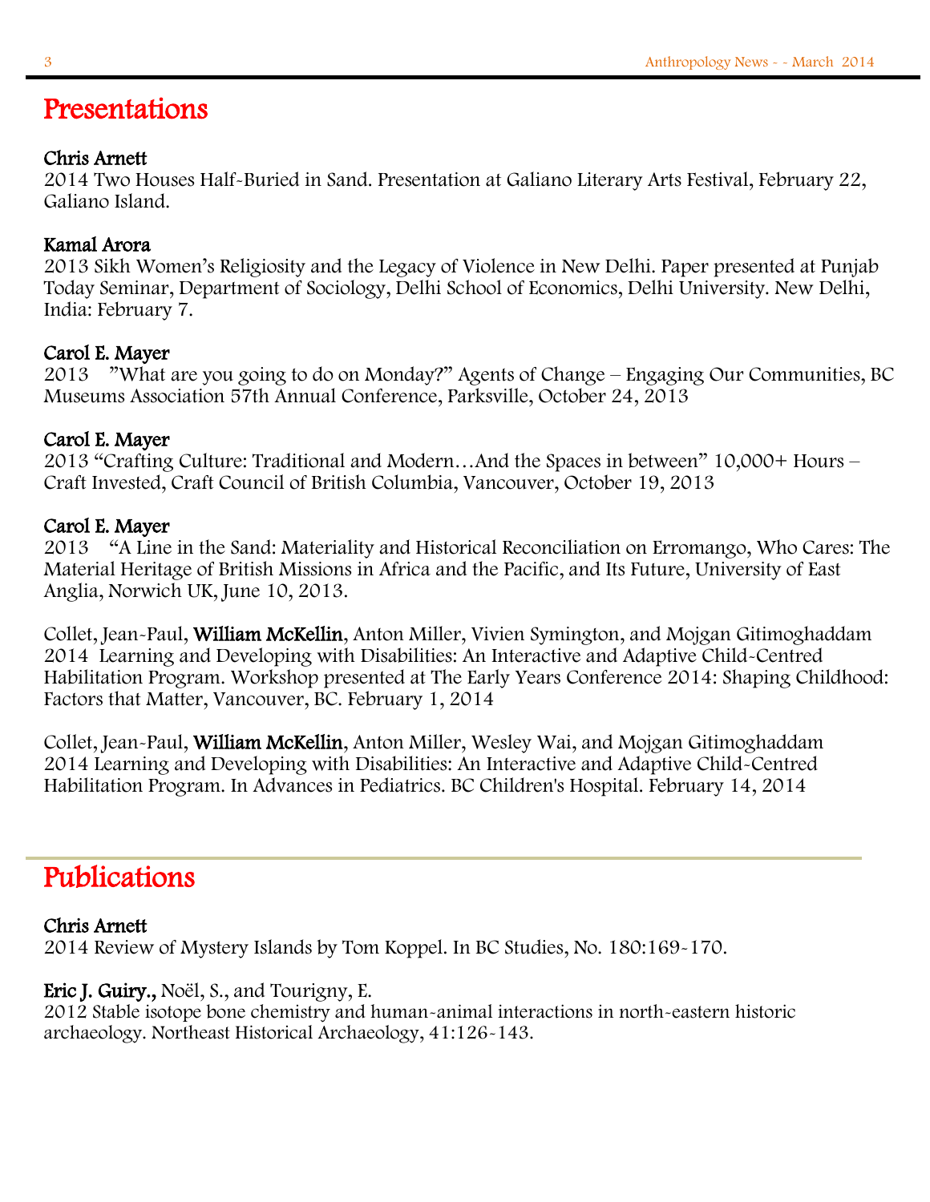# Presentations

**Chris Arnett**
2014 Two Houses Half-Buried in Sand. Presentation at Galiano Literary Arts Festival, February 22, Galiano Island.

**Kamal Arora**
2013 Sikh Women's Religiosity and the Legacy of Violence in New Delhi. Paper presented at Punjab Today Seminar, Department of Sociology, Delhi School of Economics, Delhi University. New Delhi, India: February 7.

**Carol E. Mayer**
2013 "What are you going to do on Monday?" Agents of Change – Engaging Our Communities, BC Museums Association 57th Annual Conference, Parksville, October 24, 2013

**Carol E. Mayer**
2013 "Crafting Culture: Traditional and Modern…And the Spaces in between" 10,000+ Hours – Craft Invested, Craft Council of British Columbia, Vancouver, October 19, 2013

**Carol E. Mayer**
2013 "A Line in the Sand: Materiality and Historical Reconciliation on Erromango, Who Cares: The Material Heritage of British Missions in Africa and the Pacific, and Its Future, University of East Anglia, Norwich UK, June 10, 2013.

Collet, Jean-Paul, **William McKellin**, Anton Miller, Vivien Symington, and Mojgan Gitimoghaddam
2014 Learning and Developing with Disabilities: An Interactive and Adaptive Child-Centred Habilitation Program. Workshop presented at The Early Years Conference 2014: Shaping Childhood: Factors that Matter, Vancouver, BC. February 1, 2014

Collet, Jean-Paul, **William McKellin**, Anton Miller, Wesley Wai, and Mojgan Gitimoghaddam
2014 Learning and Developing with Disabilities: An Interactive and Adaptive Child-Centred Habilitation Program. In Advances in Pediatrics. BC Children's Hospital. February 14, 2014

# Publications

**Chris Arnett**
2014 Review of Mystery Islands by Tom Koppel. In BC Studies, No. 180:169-170.

**Eric J. Guiry.,** Noël, S., and Tourigny, E.
2012 Stable isotope bone chemistry and human-animal interactions in north-eastern historic archaeology. Northeast Historical Archaeology, 41:126-143.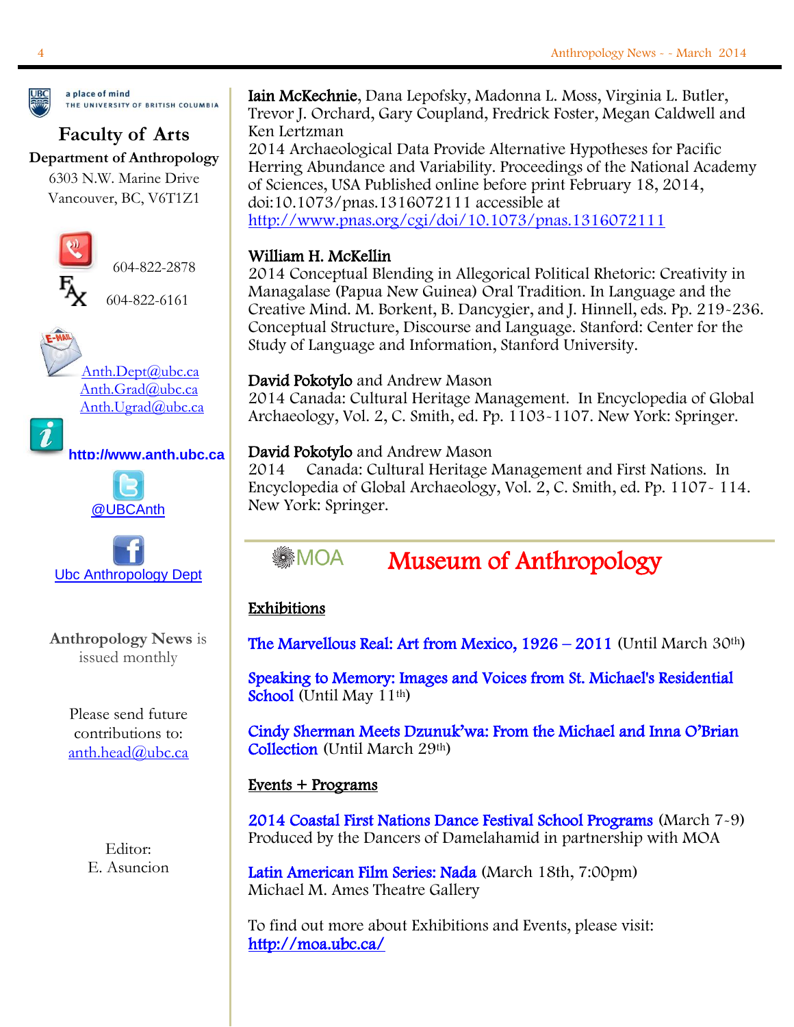a place of mind
THE UNIVERSITY OF BRITISH COLUMBIA

**Faculty of Arts**

**Department of Anthropology**

6303 N.W. Marine Drive
Vancouver, BC, V6T1Z1

604-822-2878

604-822-6161

Anth.Dept@ubc.ca
Anth.Grad@ubc.ca
Anth.Ugrad@ubc.ca

http://www.anth.ubc.ca

@UBCAnth

Ubc Anthropology Dept

**Anthropology News** is issued monthly

Please send future contributions to:
anth.head@ubc.ca

Editor:
E. Asuncion

**Iain McKechnie**, Dana Lepofsky, Madonna L. Moss, Virginia L. Butler, Trevor J. Orchard, Gary Coupland, Fredrick Foster, Megan Caldwell and Ken Lertzman
2014 Archaeological Data Provide Alternative Hypotheses for Pacific Herring Abundance and Variability. Proceedings of the National Academy of Sciences, USA Published online before print February 18, 2014, doi:10.1073/pnas.1316072111 accessible at
http://www.pnas.org/cgi/doi/10.1073/pnas.1316072111

**William H. McKellin**
2014 Conceptual Blending in Allegorical Political Rhetoric: Creativity in Managalase (Papua New Guinea) Oral Tradition. In Language and the Creative Mind. M. Borkent, B. Dancygier, and J. Hinnell, eds. Pp. 219-236. Conceptual Structure, Discourse and Language. Stanford: Center for the Study of Language and Information, Stanford University.

**David Pokotylo** and Andrew Mason
2014 Canada: Cultural Heritage Management. In Encyclopedia of Global Archaeology, Vol. 2, C. Smith, ed. Pp. 1103-1107. New York: Springer.

**David Pokotylo** and Andrew Mason
2014 Canada: Cultural Heritage Management and First Nations. In Encyclopedia of Global Archaeology, Vol. 2, C. Smith, ed. Pp. 1107- 114. New York: Springer.

## MOA Museum of Anthropology

**Exhibitions**

The Marvellous Real: Art from Mexico, 1926 – 2011 (Until March 30th)

Speaking to Memory: Images and Voices from St. Michael's Residential School (Until May 11th)

Cindy Sherman Meets Dzunuk'wa: From the Michael and Inna O'Brian Collection (Until March 29th)

**Events + Programs**

2014 Coastal First Nations Dance Festival School Programs (March 7-9)
Produced by the Dancers of Damelahamid in partnership with MOA

Latin American Film Series: Nada (March 18th, 7:00pm)
Michael M. Ames Theatre Gallery

To find out more about Exhibitions and Events, please visit:
http://moa.ubc.ca/